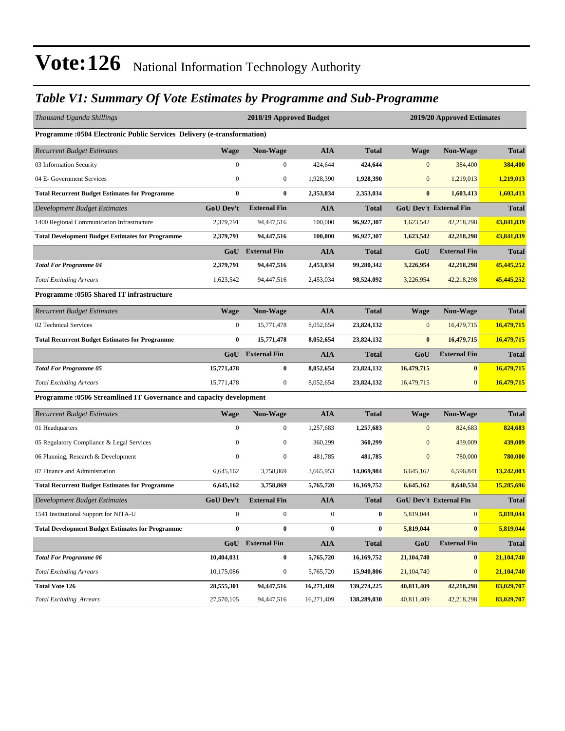# Vote:126 National Information Technology Authority

## *Table V1: Summary Of Vote Estimates by Programme and Sub-Programme*

| *Thousand Uganda Shillings* | 2018/19 Approved Budget | | | | 2019/20 Approved Estimates | | |
|---|---|---|---|---|---|---|---|
| **Programme :0504 Electronic Public Services Delivery (e-transformation)** | | | | | | | |
| *Recurrent Budget Estimates* | **Wage** | **Non-Wage** | **AIA** | **Total** | **Wage** | **Non-Wage** | **Total** |
| 03 Information Security | 0 | 0 | 424,644 | **424,644** | 0 | 384,400 | **384,400** |
| 04 E- Government Services | 0 | 0 | 1,928,390 | **1,928,390** | 0 | 1,219,013 | **1,219,013** |
| **Total Recurrent Budget Estimates for Programme** | **0** | **0** | **2,353,034** | **2,353,034** | **0** | **1,603,413** | **1,603,413** |
| *Development Budget Estimates* | **GoU Dev't** | **External Fin** | **AIA** | **Total** | **GoU Dev't** | **External Fin** | **Total** |
| 1400 Regional Communication Infrastructure | 2,379,791 | 94,447,516 | 100,000 | **96,927,307** | 1,623,542 | 42,218,298 | **43,841,839** |
| **Total Development Budget Estimates for Programme** | **2,379,791** | **94,447,516** | **100,000** | **96,927,307** | **1,623,542** | **42,218,298** | **43,841,839** |
| | **GoU** | **External Fin** | **AIA** | **Total** | **GoU** | **External Fin** | **Total** |
| ***Total For Programme 04*** | **2,379,791** | **94,447,516** | **2,453,034** | **99,280,342** | **3,226,954** | **42,218,298** | **45,445,252** |
| *Total Excluding Arrears* | 1,623,542 | 94,447,516 | 2,453,034 | **98,524,092** | 3,226,954 | 42,218,298 | **45,445,252** |
| **Programme :0505 Shared IT infrastructure** | | | | | | | |
| *Recurrent Budget Estimates* | **Wage** | **Non-Wage** | **AIA** | **Total** | **Wage** | **Non-Wage** | **Total** |
| 02 Technical Services | 0 | 15,771,478 | 8,052,654 | **23,824,132** | 0 | 16,479,715 | **16,479,715** |
| **Total Recurrent Budget Estimates for Programme** | **0** | **15,771,478** | **8,052,654** | **23,824,132** | **0** | **16,479,715** | **16,479,715** |
| | **GoU** | **External Fin** | **AIA** | **Total** | **GoU** | **External Fin** | **Total** |
| ***Total For Programme 05*** | **15,771,478** | **0** | **8,052,654** | **23,824,132** | **16,479,715** | **0** | **16,479,715** |
| *Total Excluding Arrears* | 15,771,478 | 0 | 8,052,654 | **23,824,132** | 16,479,715 | 0 | **16,479,715** |
| **Programme :0506 Streamlined IT Governance and capacity development** | | | | | | | |
| *Recurrent Budget Estimates* | **Wage** | **Non-Wage** | **AIA** | **Total** | **Wage** | **Non-Wage** | **Total** |
| 01 Headquarters | 0 | 0 | 1,257,683 | **1,257,683** | 0 | 824,683 | **824,683** |
| 05 Regulatory Compliance & Legal Services | 0 | 0 | 360,299 | **360,299** | 0 | 439,009 | **439,009** |
| 06 Planning, Research & Development | 0 | 0 | 481,785 | **481,785** | 0 | 780,000 | **780,000** |
| 07 Finance and Administration | 6,645,162 | 3,758,869 | 3,665,953 | **14,069,984** | 6,645,162 | 6,596,841 | **13,242,003** |
| **Total Recurrent Budget Estimates for Programme** | **6,645,162** | **3,758,869** | **5,765,720** | **16,169,752** | **6,645,162** | **8,640,534** | **15,285,696** |
| *Development Budget Estimates* | **GoU Dev't** | **External Fin** | **AIA** | **Total** | **GoU Dev't** | **External Fin** | **Total** |
| 1541 Institutional Support for NITA-U | 0 | 0 | 0 | **0** | 5,819,044 | 0 | **5,819,044** |
| **Total Development Budget Estimates for Programme** | **0** | **0** | **0** | **0** | **5,819,044** | **0** | **5,819,044** |
| | **GoU** | **External Fin** | **AIA** | **Total** | **GoU** | **External Fin** | **Total** |
| ***Total For Programme 06*** | **10,404,031** | **0** | **5,765,720** | **16,169,752** | **21,104,740** | **0** | **21,104,740** |
| *Total Excluding Arrears* | 10,175,086 | 0 | 5,765,720 | **15,940,806** | 21,104,740 | 0 | **21,104,740** |
| **Total Vote 126** | **28,555,301** | **94,447,516** | **16,271,409** | **139,274,225** | **40,811,409** | **42,218,298** | **83,029,707** |
| *Total Excluding Arrears* | 27,570,105 | 94,447,516 | 16,271,409 | **138,289,030** | 40,811,409 | 42,218,298 | **83,029,707** |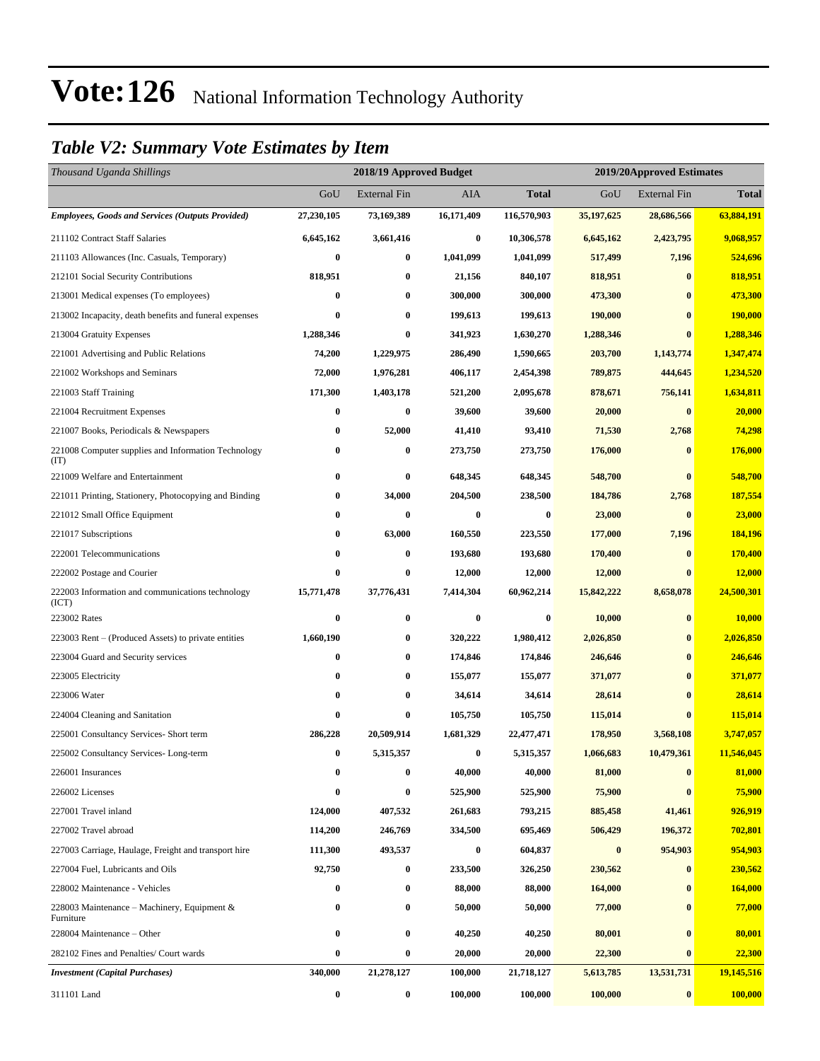# Vote:126 National Information Technology Authority

## *Table V2: Summary Vote Estimates by Item*

| *Thousand Uganda Shillings* | 2018/19 Approved Budget | | | | 2019/20Approved Estimates | | |
|---|---|---|---|---|---|---|---|
| | GoU | External Fin | AIA | **Total** | GoU | External Fin | **Total** |
| ***Employees, Goods and Services (Outputs Provided)*** | **27,230,105** | **73,169,389** | **16,171,409** | **116,570,903** | **35,197,625** | **28,686,566** | **63,884,191** |
| 211102 Contract Staff Salaries | **6,645,162** | **3,661,416** | **0** | **10,306,578** | **6,645,162** | **2,423,795** | **9,068,957** |
| 211103 Allowances (Inc. Casuals, Temporary) | **0** | **0** | **1,041,099** | **1,041,099** | **517,499** | **7,196** | **524,696** |
| 212101 Social Security Contributions | **818,951** | **0** | **21,156** | **840,107** | **818,951** | **0** | **818,951** |
| 213001 Medical expenses (To employees) | **0** | **0** | **300,000** | **300,000** | **473,300** | **0** | **473,300** |
| 213002 Incapacity, death benefits and funeral expenses | **0** | **0** | **199,613** | **199,613** | **190,000** | **0** | **190,000** |
| 213004 Gratuity Expenses | **1,288,346** | **0** | **341,923** | **1,630,270** | **1,288,346** | **0** | **1,288,346** |
| 221001 Advertising and Public Relations | **74,200** | **1,229,975** | **286,490** | **1,590,665** | **203,700** | **1,143,774** | **1,347,474** |
| 221002 Workshops and Seminars | **72,000** | **1,976,281** | **406,117** | **2,454,398** | **789,875** | **444,645** | **1,234,520** |
| 221003 Staff Training | **171,300** | **1,403,178** | **521,200** | **2,095,678** | **878,671** | **756,141** | **1,634,811** |
| 221004 Recruitment Expenses | **0** | **0** | **39,600** | **39,600** | **20,000** | **0** | **20,000** |
| 221007 Books, Periodicals & Newspapers | **0** | **52,000** | **41,410** | **93,410** | **71,530** | **2,768** | **74,298** |
| 221008 Computer supplies and Information Technology (IT) | **0** | **0** | **273,750** | **273,750** | **176,000** | **0** | **176,000** |
| 221009 Welfare and Entertainment | **0** | **0** | **648,345** | **648,345** | **548,700** | **0** | **548,700** |
| 221011 Printing, Stationery, Photocopying and Binding | **0** | **34,000** | **204,500** | **238,500** | **184,786** | **2,768** | **187,554** |
| 221012 Small Office Equipment | **0** | **0** | **0** | **0** | **23,000** | **0** | **23,000** |
| 221017 Subscriptions | **0** | **63,000** | **160,550** | **223,550** | **177,000** | **7,196** | **184,196** |
| 222001 Telecommunications | **0** | **0** | **193,680** | **193,680** | **170,400** | **0** | **170,400** |
| 222002 Postage and Courier | **0** | **0** | **12,000** | **12,000** | **12,000** | **0** | **12,000** |
| 222003 Information and communications technology (ICT) | **15,771,478** | **37,776,431** | **7,414,304** | **60,962,214** | **15,842,222** | **8,658,078** | **24,500,301** |
| 223002 Rates | **0** | **0** | **0** | **0** | **10,000** | **0** | **10,000** |
| 223003 Rent – (Produced Assets) to private entities | **1,660,190** | **0** | **320,222** | **1,980,412** | **2,026,850** | **0** | **2,026,850** |
| 223004 Guard and Security services | **0** | **0** | **174,846** | **174,846** | **246,646** | **0** | **246,646** |
| 223005 Electricity | **0** | **0** | **155,077** | **155,077** | **371,077** | **0** | **371,077** |
| 223006 Water | **0** | **0** | **34,614** | **34,614** | **28,614** | **0** | **28,614** |
| 224004 Cleaning and Sanitation | **0** | **0** | **105,750** | **105,750** | **115,014** | **0** | **115,014** |
| 225001 Consultancy Services- Short term | **286,228** | **20,509,914** | **1,681,329** | **22,477,471** | **178,950** | **3,568,108** | **3,747,057** |
| 225002 Consultancy Services- Long-term | **0** | **5,315,357** | **0** | **5,315,357** | **1,066,683** | **10,479,361** | **11,546,045** |
| 226001 Insurances | **0** | **0** | **40,000** | **40,000** | **81,000** | **0** | **81,000** |
| 226002 Licenses | **0** | **0** | **525,900** | **525,900** | **75,900** | **0** | **75,900** |
| 227001 Travel inland | **124,000** | **407,532** | **261,683** | **793,215** | **885,458** | **41,461** | **926,919** |
| 227002 Travel abroad | **114,200** | **246,769** | **334,500** | **695,469** | **506,429** | **196,372** | **702,801** |
| 227003 Carriage, Haulage, Freight and transport hire | **111,300** | **493,537** | **0** | **604,837** | **0** | **954,903** | **954,903** |
| 227004 Fuel, Lubricants and Oils | **92,750** | **0** | **233,500** | **326,250** | **230,562** | **0** | **230,562** |
| 228002 Maintenance - Vehicles | **0** | **0** | **88,000** | **88,000** | **164,000** | **0** | **164,000** |
| 228003 Maintenance – Machinery, Equipment & Furniture | **0** | **0** | **50,000** | **50,000** | **77,000** | **0** | **77,000** |
| 228004 Maintenance – Other | **0** | **0** | **40,250** | **40,250** | **80,001** | **0** | **80,001** |
| 282102 Fines and Penalties/ Court wards | **0** | **0** | **20,000** | **20,000** | **22,300** | **0** | **22,300** |
| ***Investment (Capital Purchases)*** | **340,000** | **21,278,127** | **100,000** | **21,718,127** | **5,613,785** | **13,531,731** | **19,145,516** |
| 311101 Land | **0** | **0** | **100,000** | **100,000** | **100,000** | **0** | **100,000** |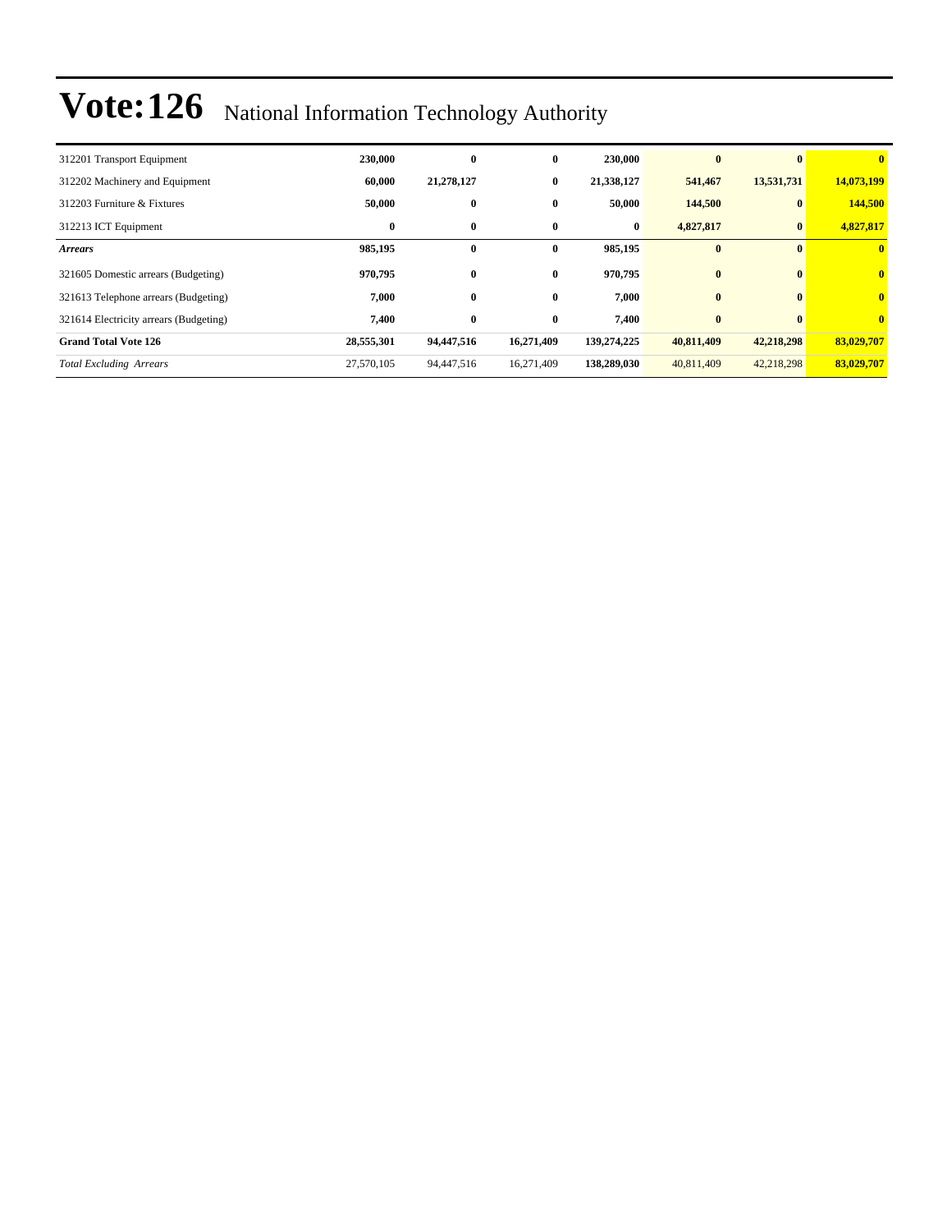# Vote:126 National Information Technology Authority

| | | | | | | | |
|---|---|---|---|---|---|---|---|
| 312201 Transport Equipment | **230,000** | **0** | **0** | **230,000** | **0** | **0** | **0** |
| 312202 Machinery and Equipment | **60,000** | **21,278,127** | **0** | **21,338,127** | **541,467** | **13,531,731** | **14,073,199** |
| 312203 Furniture & Fixtures | **50,000** | **0** | **0** | **50,000** | **144,500** | **0** | **144,500** |
| 312213 ICT Equipment | **0** | **0** | **0** | **0** | **4,827,817** | **0** | **4,827,817** |
| ***Arrears*** | **985,195** | **0** | **0** | **985,195** | **0** | **0** | **0** |
| 321605 Domestic arrears (Budgeting) | **970,795** | **0** | **0** | **970,795** | **0** | **0** | **0** |
| 321613 Telephone arrears (Budgeting) | **7,000** | **0** | **0** | **7,000** | **0** | **0** | **0** |
| 321614 Electricity arrears (Budgeting) | **7,400** | **0** | **0** | **7,400** | **0** | **0** | **0** |
| **Grand Total Vote 126** | **28,555,301** | **94,447,516** | **16,271,409** | **139,274,225** | **40,811,409** | **42,218,298** | **83,029,707** |
| *Total Excluding Arrears* | 27,570,105 | 94,447,516 | 16,271,409 | **138,289,030** | 40,811,409 | 42,218,298 | **83,029,707** |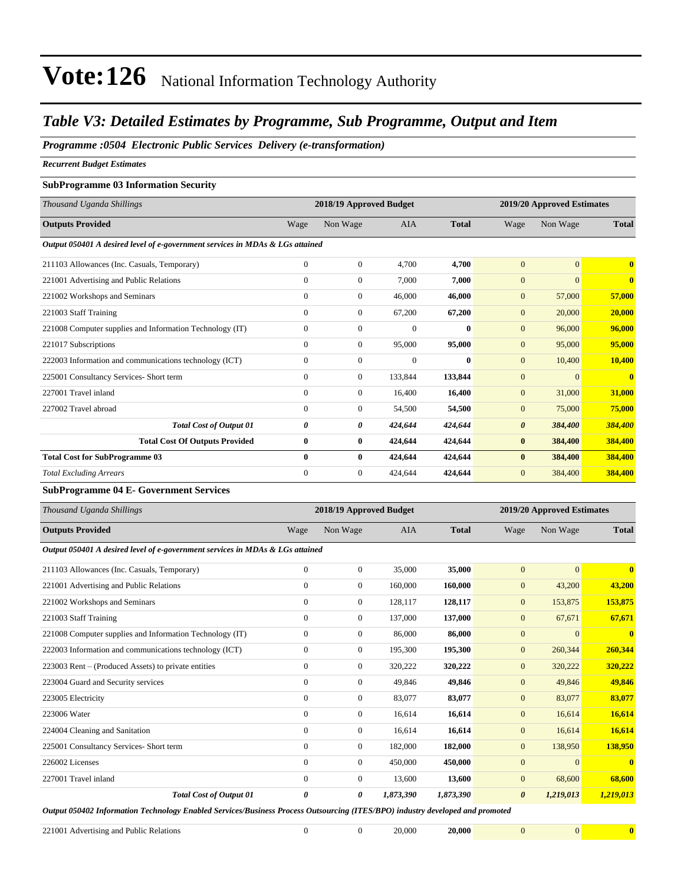# Vote:126 National Information Technology Authority

## Table V3: Detailed Estimates by Programme, Sub Programme, Output and Item

### Programme :0504 Electronic Public Services Delivery (e-transformation)

*Recurrent Budget Estimates*

**SubProgramme 03 Information Security**

| *Thousand Uganda Shillings* | 2018/19 Approved Budget | | | | 2019/20 Approved Estimates | | |
|---|---|---|---|---|---|---|---|
| **Outputs Provided** | Wage | Non Wage | AIA | **Total** | Wage | Non Wage | **Total** |
| ***Output 050401 A desired level of e-government services in MDAs & LGs attained*** | | | | | | | |
| 211103 Allowances (Inc. Casuals, Temporary) | 0 | 0 | 4,700 | **4,700** | 0 | 0 | **0** |
| 221001 Advertising and Public Relations | 0 | 0 | 7,000 | **7,000** | 0 | 0 | **0** |
| 221002 Workshops and Seminars | 0 | 0 | 46,000 | **46,000** | 0 | 57,000 | **57,000** |
| 221003 Staff Training | 0 | 0 | 67,200 | **67,200** | 0 | 20,000 | **20,000** |
| 221008 Computer supplies and Information Technology (IT) | 0 | 0 | 0 | **0** | 0 | 96,000 | **96,000** |
| 221017 Subscriptions | 0 | 0 | 95,000 | **95,000** | 0 | 95,000 | **95,000** |
| 222003 Information and communications technology (ICT) | 0 | 0 | 0 | **0** | 0 | 10,400 | **10,400** |
| 225001 Consultancy Services- Short term | 0 | 0 | 133,844 | **133,844** | 0 | 0 | **0** |
| 227001 Travel inland | 0 | 0 | 16,400 | **16,400** | 0 | 31,000 | **31,000** |
| 227002 Travel abroad | 0 | 0 | 54,500 | **54,500** | 0 | 75,000 | **75,000** |
| ***Total Cost of Output 01*** | ***0*** | ***0*** | ***424,644*** | ***424,644*** | ***0*** | ***384,400*** | ***384,400*** |
| **Total Cost Of Outputs Provided** | **0** | **0** | **424,644** | **424,644** | **0** | **384,400** | **384,400** |
| **Total Cost for SubProgramme 03** | **0** | **0** | **424,644** | **424,644** | **0** | **384,400** | **384,400** |
| *Total Excluding Arrears* | 0 | 0 | 424,644 | **424,644** | 0 | 384,400 | **384,400** |

**SubProgramme 04 E- Government Services**

| *Thousand Uganda Shillings* | 2018/19 Approved Budget | | | | 2019/20 Approved Estimates | | |
|---|---|---|---|---|---|---|---|
| **Outputs Provided** | Wage | Non Wage | AIA | **Total** | Wage | Non Wage | **Total** |
| ***Output 050401 A desired level of e-government services in MDAs & LGs attained*** | | | | | | | |
| 211103 Allowances (Inc. Casuals, Temporary) | 0 | 0 | 35,000 | **35,000** | 0 | 0 | **0** |
| 221001 Advertising and Public Relations | 0 | 0 | 160,000 | **160,000** | 0 | 43,200 | **43,200** |
| 221002 Workshops and Seminars | 0 | 0 | 128,117 | **128,117** | 0 | 153,875 | **153,875** |
| 221003 Staff Training | 0 | 0 | 137,000 | **137,000** | 0 | 67,671 | **67,671** |
| 221008 Computer supplies and Information Technology (IT) | 0 | 0 | 86,000 | **86,000** | 0 | 0 | **0** |
| 222003 Information and communications technology (ICT) | 0 | 0 | 195,300 | **195,300** | 0 | 260,344 | **260,344** |
| 223003 Rent – (Produced Assets) to private entities | 0 | 0 | 320,222 | **320,222** | 0 | 320,222 | **320,222** |
| 223004 Guard and Security services | 0 | 0 | 49,846 | **49,846** | 0 | 49,846 | **49,846** |
| 223005 Electricity | 0 | 0 | 83,077 | **83,077** | 0 | 83,077 | **83,077** |
| 223006 Water | 0 | 0 | 16,614 | **16,614** | 0 | 16,614 | **16,614** |
| 224004 Cleaning and Sanitation | 0 | 0 | 16,614 | **16,614** | 0 | 16,614 | **16,614** |
| 225001 Consultancy Services- Short term | 0 | 0 | 182,000 | **182,000** | 0 | 138,950 | **138,950** |
| 226002 Licenses | 0 | 0 | 450,000 | **450,000** | 0 | 0 | **0** |
| 227001 Travel inland | 0 | 0 | 13,600 | **13,600** | 0 | 68,600 | **68,600** |
| ***Total Cost of Output 01*** | ***0*** | ***0*** | ***1,873,390*** | ***1,873,390*** | ***0*** | ***1,219,013*** | ***1,219,013*** |
| ***Output 050402 Information Technology Enabled Services/Business Process Outsourcing (ITES/BPO) industry developed and promoted*** | | | | | | | |
| 221001 Advertising and Public Relations | 0 | 0 | 20,000 | **20,000** | 0 | 0 | **0** |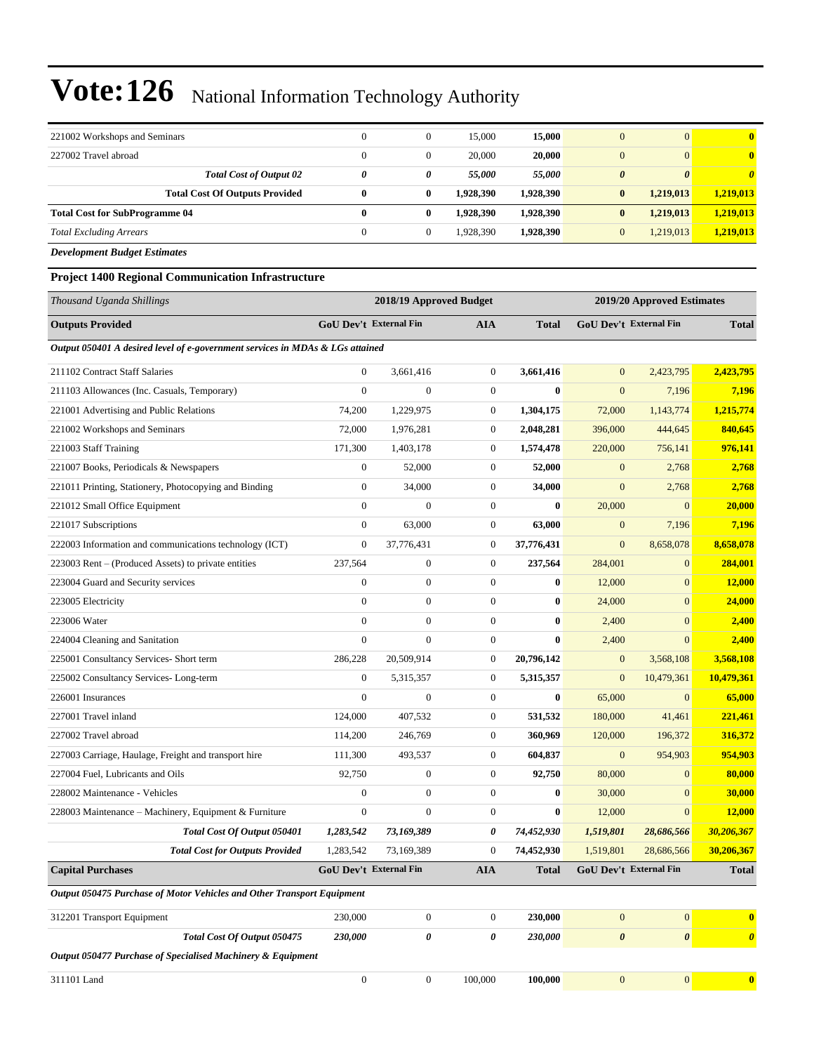| | | | | | | | |
|---|---|---|---|---|---|---|---|
| 221002 Workshops and Seminars | 0 | 0 | 15,000 | **15,000** | 0 | 0 | **0** |
| 227002 Travel abroad | 0 | 0 | 20,000 | **20,000** | 0 | 0 | **0** |
| ***Total Cost of Output 02*** | ***0*** | ***0*** | ***55,000*** | ***55,000*** | ***0*** | ***0*** | ***0*** |
| **Total Cost Of Outputs Provided** | **0** | **0** | **1,928,390** | **1,928,390** | **0** | **1,219,013** | **1,219,013** |
| **Total Cost for SubProgramme 04** | **0** | **0** | **1,928,390** | **1,928,390** | **0** | **1,219,013** | **1,219,013** |
| *Total Excluding Arrears* | 0 | 0 | 1,928,390 | **1,928,390** | 0 | 1,219,013 | **1,219,013** |

***Development Budget Estimates***

**Project 1400 Regional Communication Infrastructure**

| *Thousand Uganda Shillings* | 2018/19 Approved Budget | | | | 2019/20 Approved Estimates | | |
|---|---|---|---|---|---|---|---|
| **Outputs Provided** | **GoU Dev't** | **External Fin** | **AIA** | **Total** | **GoU Dev't** | **External Fin** | **Total** |
| ***Output 050401 A desired level of e-government services in MDAs & LGs attained*** | | | | | | | |
| 211102 Contract Staff Salaries | 0 | 3,661,416 | 0 | **3,661,416** | 0 | 2,423,795 | **2,423,795** |
| 211103 Allowances (Inc. Casuals, Temporary) | 0 | 0 | 0 | **0** | 0 | 7,196 | **7,196** |
| 221001 Advertising and Public Relations | 74,200 | 1,229,975 | 0 | **1,304,175** | 72,000 | 1,143,774 | **1,215,774** |
| 221002 Workshops and Seminars | 72,000 | 1,976,281 | 0 | **2,048,281** | 396,000 | 444,645 | **840,645** |
| 221003 Staff Training | 171,300 | 1,403,178 | 0 | **1,574,478** | 220,000 | 756,141 | **976,141** |
| 221007 Books, Periodicals & Newspapers | 0 | 52,000 | 0 | **52,000** | 0 | 2,768 | **2,768** |
| 221011 Printing, Stationery, Photocopying and Binding | 0 | 34,000 | 0 | **34,000** | 0 | 2,768 | **2,768** |
| 221012 Small Office Equipment | 0 | 0 | 0 | **0** | 20,000 | 0 | **20,000** |
| 221017 Subscriptions | 0 | 63,000 | 0 | **63,000** | 0 | 7,196 | **7,196** |
| 222003 Information and communications technology (ICT) | 0 | 37,776,431 | 0 | **37,776,431** | 0 | 8,658,078 | **8,658,078** |
| 223003 Rent – (Produced Assets) to private entities | 237,564 | 0 | 0 | **237,564** | 284,001 | 0 | **284,001** |
| 223004 Guard and Security services | 0 | 0 | 0 | **0** | 12,000 | 0 | **12,000** |
| 223005 Electricity | 0 | 0 | 0 | **0** | 24,000 | 0 | **24,000** |
| 223006 Water | 0 | 0 | 0 | **0** | 2,400 | 0 | **2,400** |
| 224004 Cleaning and Sanitation | 0 | 0 | 0 | **0** | 2,400 | 0 | **2,400** |
| 225001 Consultancy Services- Short term | 286,228 | 20,509,914 | 0 | **20,796,142** | 0 | 3,568,108 | **3,568,108** |
| 225002 Consultancy Services- Long-term | 0 | 5,315,357 | 0 | **5,315,357** | 0 | 10,479,361 | **10,479,361** |
| 226001 Insurances | 0 | 0 | 0 | **0** | 65,000 | 0 | **65,000** |
| 227001 Travel inland | 124,000 | 407,532 | 0 | **531,532** | 180,000 | 41,461 | **221,461** |
| 227002 Travel abroad | 114,200 | 246,769 | 0 | **360,969** | 120,000 | 196,372 | **316,372** |
| 227003 Carriage, Haulage, Freight and transport hire | 111,300 | 493,537 | 0 | **604,837** | 0 | 954,903 | **954,903** |
| 227004 Fuel, Lubricants and Oils | 92,750 | 0 | 0 | **92,750** | 80,000 | 0 | **80,000** |
| 228002 Maintenance - Vehicles | 0 | 0 | 0 | **0** | 30,000 | 0 | **30,000** |
| 228003 Maintenance – Machinery, Equipment & Furniture | 0 | 0 | 0 | **0** | 12,000 | 0 | **12,000** |
| ***Total Cost Of Output 050401*** | ***1,283,542*** | ***73,169,389*** | ***0*** | ***74,452,930*** | ***1,519,801*** | ***28,686,566*** | ***30,206,367*** |
| ***Total Cost for Outputs Provided*** | 1,283,542 | 73,169,389 | 0 | **74,452,930** | 1,519,801 | 28,686,566 | **30,206,367** |
| **Capital Purchases** | **GoU Dev't** | **External Fin** | **AIA** | **Total** | **GoU Dev't** | **External Fin** | **Total** |
| ***Output 050475 Purchase of Motor Vehicles and Other Transport Equipment*** | | | | | | | |
| 312201 Transport Equipment | 230,000 | 0 | 0 | **230,000** | 0 | 0 | **0** |
| ***Total Cost Of Output 050475*** | ***230,000*** | ***0*** | ***0*** | ***230,000*** | ***0*** | ***0*** | ***0*** |
| ***Output 050477 Purchase of Specialised Machinery & Equipment*** | | | | | | | |
| 311101 Land | 0 | 0 | 100,000 | **100,000** | 0 | 0 | **0** |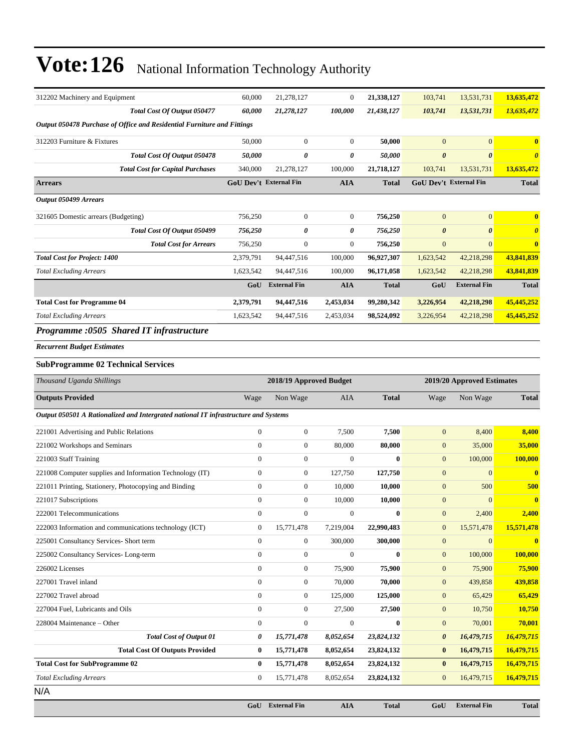# Vote:126 National Information Technology Authority

| | | | | | | | |
|---|---|---|---|---|---|---|---|
| 312202 Machinery and Equipment | 60,000 | 21,278,127 | 0 | **21,338,127** | 103,741 | 13,531,731 | **13,635,472** |
| ***Total Cost Of Output 050477*** | ***60,000*** | ***21,278,127*** | ***100,000*** | ***21,438,127*** | ***103,741*** | ***13,531,731*** | ***13,635,472*** |
| ***Output 050478 Purchase of Office and Residential Furniture and Fittings*** | | | | | | | |
| 312203 Furniture & Fixtures | 50,000 | 0 | 0 | **50,000** | 0 | 0 | **0** |
| ***Total Cost Of Output 050478*** | ***50,000*** | ***0*** | ***0*** | ***50,000*** | ***0*** | ***0*** | ***0*** |
| ***Total Cost for Capital Purchases*** | 340,000 | 21,278,127 | 100,000 | 21,718,127 | 103,741 | 13,531,731 | **13,635,472** |
| **Arrears** | **GoU Dev't** | **External Fin** | **AIA** | **Total** | **GoU Dev't** | **External Fin** | **Total** |
| ***Output 050499 Arrears*** | | | | | | | |
| 321605 Domestic arrears (Budgeting) | 756,250 | 0 | 0 | **756,250** | 0 | 0 | **0** |
| ***Total Cost Of Output 050499*** | ***756,250*** | ***0*** | ***0*** | ***756,250*** | ***0*** | ***0*** | ***0*** |
| ***Total Cost for Arrears*** | 756,250 | 0 | 0 | 756,250 | 0 | 0 | **0** |
| ***Total Cost for Project: 1400*** | 2,379,791 | 94,447,516 | 100,000 | 96,927,307 | 1,623,542 | 42,218,298 | **43,841,839** |
| *Total Excluding Arrears* | 1,623,542 | 94,447,516 | 100,000 | 96,171,058 | 1,623,542 | 42,218,298 | **43,841,839** |
| | **GoU** | **External Fin** | **AIA** | **Total** | **GoU** | **External Fin** | **Total** |
| **Total Cost for Programme 04** | **2,379,791** | **94,447,516** | **2,453,034** | **99,280,342** | **3,226,954** | **42,218,298** | **45,445,252** |
| *Total Excluding Arrears* | 1,623,542 | 94,447,516 | 2,453,034 | 98,524,092 | 3,226,954 | 42,218,298 | **45,445,252** |

## *Programme :0505 Shared IT infrastructure*

***Recurrent Budget Estimates***

### SubProgramme 02 Technical Services

| *Thousand Uganda Shillings* | 2018/19 Approved Budget | | | | 2019/20 Approved Estimates | | |
|---|---|---|---|---|---|---|---|
| **Outputs Provided** | Wage | Non Wage | AIA | **Total** | Wage | Non Wage | **Total** |
| ***Output 050501 A Rationalized and Intergrated national IT infrastructure and Systems*** | | | | | | | |
| 221001 Advertising and Public Relations | 0 | 0 | 7,500 | **7,500** | 0 | 8,400 | **8,400** |
| 221002 Workshops and Seminars | 0 | 0 | 80,000 | **80,000** | 0 | 35,000 | **35,000** |
| 221003 Staff Training | 0 | 0 | 0 | **0** | 0 | 100,000 | **100,000** |
| 221008 Computer supplies and Information Technology (IT) | 0 | 0 | 127,750 | **127,750** | 0 | 0 | **0** |
| 221011 Printing, Stationery, Photocopying and Binding | 0 | 0 | 10,000 | **10,000** | 0 | 500 | **500** |
| 221017 Subscriptions | 0 | 0 | 10,000 | **10,000** | 0 | 0 | **0** |
| 222001 Telecommunications | 0 | 0 | 0 | **0** | 0 | 2,400 | **2,400** |
| 222003 Information and communications technology (ICT) | 0 | 15,771,478 | 7,219,004 | **22,990,483** | 0 | 15,571,478 | **15,571,478** |
| 225001 Consultancy Services- Short term | 0 | 0 | 300,000 | **300,000** | 0 | 0 | **0** |
| 225002 Consultancy Services- Long-term | 0 | 0 | 0 | **0** | 0 | 100,000 | **100,000** |
| 226002 Licenses | 0 | 0 | 75,900 | **75,900** | 0 | 75,900 | **75,900** |
| 227001 Travel inland | 0 | 0 | 70,000 | **70,000** | 0 | 439,858 | **439,858** |
| 227002 Travel abroad | 0 | 0 | 125,000 | **125,000** | 0 | 65,429 | **65,429** |
| 227004 Fuel, Lubricants and Oils | 0 | 0 | 27,500 | **27,500** | 0 | 10,750 | **10,750** |
| 228004 Maintenance – Other | 0 | 0 | 0 | **0** | 0 | 70,001 | **70,001** |
| ***Total Cost of Output 01*** | ***0*** | ***15,771,478*** | ***8,052,654*** | ***23,824,132*** | ***0*** | ***16,479,715*** | ***16,479,715*** |
| **Total Cost Of Outputs Provided** | **0** | **15,771,478** | **8,052,654** | **23,824,132** | **0** | **16,479,715** | **16,479,715** |
| **Total Cost for SubProgramme 02** | **0** | **15,771,478** | **8,052,654** | **23,824,132** | **0** | **16,479,715** | **16,479,715** |
| *Total Excluding Arrears* | 0 | 15,771,478 | 8,052,654 | **23,824,132** | 0 | 16,479,715 | **16,479,715** |

N/A

| | GoU | External Fin | AIA | Total | GoU | External Fin | Total |
|---|---|---|---|---|---|---|---|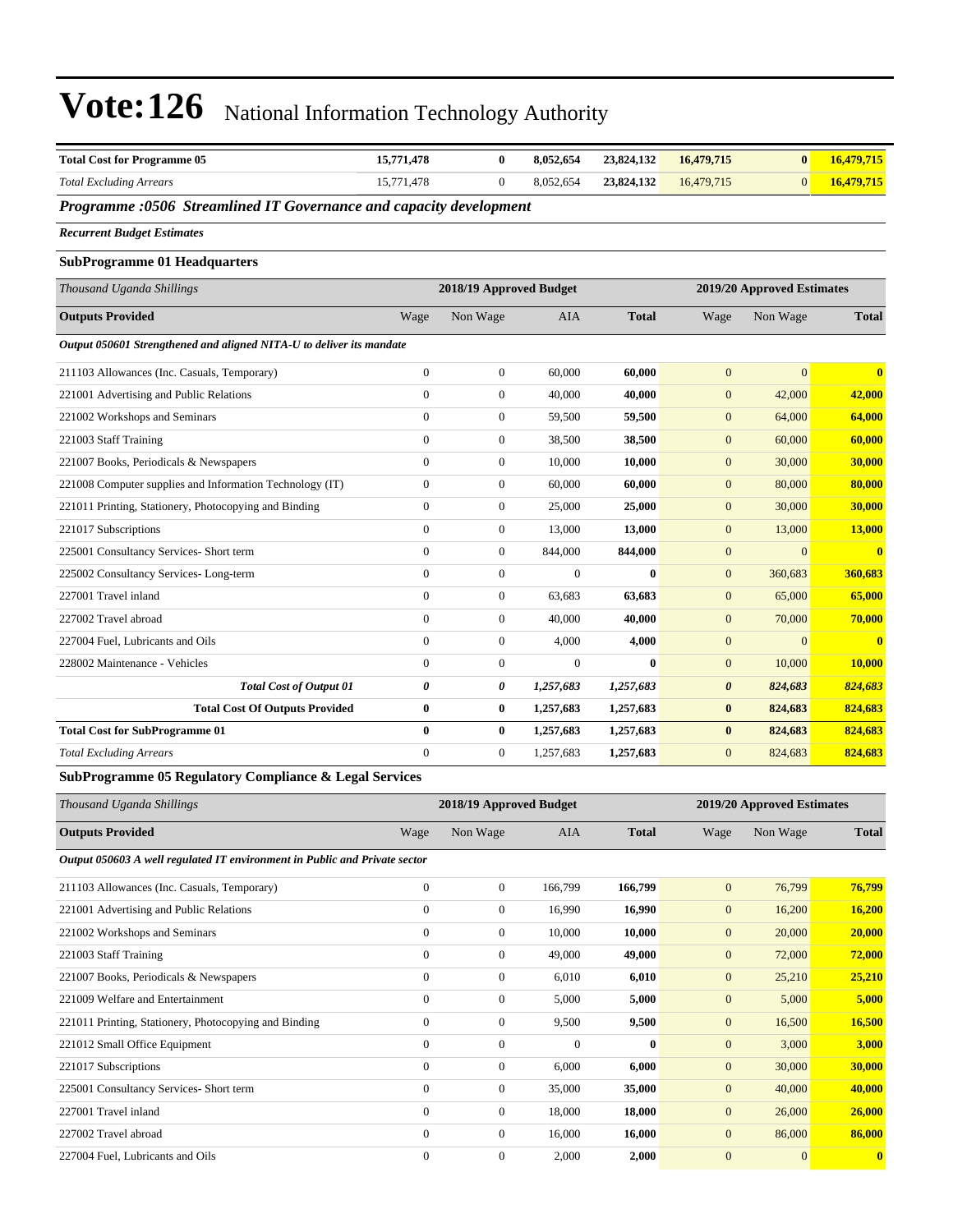# Vote:126 National Information Technology Authority

| | | | | | | | |
|---|---|---|---|---|---|---|---|
| **Total Cost for Programme 05** | **15,771,478** | **0** | **8,052,654** | **23,824,132** | **16,479,715** | **0** | **16,479,715** |
| *Total Excluding Arrears* | 15,771,478 | 0 | 8,052,654 | **23,824,132** | 16,479,715 | 0 | **16,479,715** |

### *Programme :0506 Streamlined IT Governance and capacity development*

***Recurrent Budget Estimates***

#### SubProgramme 01 Headquarters

| *Thousand Uganda Shillings* | 2018/19 Approved Budget | | | | 2019/20 Approved Estimates | | |
|---|---|---|---|---|---|---|---|
| **Outputs Provided** | Wage | Non Wage | AIA | **Total** | Wage | Non Wage | **Total** |
| ***Output 050601 Strengthened and aligned NITA-U to deliver its mandate*** | | | | | | | |
| 211103 Allowances (Inc. Casuals, Temporary) | 0 | 0 | 60,000 | **60,000** | 0 | 0 | **0** |
| 221001 Advertising and Public Relations | 0 | 0 | 40,000 | **40,000** | 0 | 42,000 | **42,000** |
| 221002 Workshops and Seminars | 0 | 0 | 59,500 | **59,500** | 0 | 64,000 | **64,000** |
| 221003 Staff Training | 0 | 0 | 38,500 | **38,500** | 0 | 60,000 | **60,000** |
| 221007 Books, Periodicals & Newspapers | 0 | 0 | 10,000 | **10,000** | 0 | 30,000 | **30,000** |
| 221008 Computer supplies and Information Technology (IT) | 0 | 0 | 60,000 | **60,000** | 0 | 80,000 | **80,000** |
| 221011 Printing, Stationery, Photocopying and Binding | 0 | 0 | 25,000 | **25,000** | 0 | 30,000 | **30,000** |
| 221017 Subscriptions | 0 | 0 | 13,000 | **13,000** | 0 | 13,000 | **13,000** |
| 225001 Consultancy Services- Short term | 0 | 0 | 844,000 | **844,000** | 0 | 0 | **0** |
| 225002 Consultancy Services- Long-term | 0 | 0 | 0 | **0** | 0 | 360,683 | **360,683** |
| 227001 Travel inland | 0 | 0 | 63,683 | **63,683** | 0 | 65,000 | **65,000** |
| 227002 Travel abroad | 0 | 0 | 40,000 | **40,000** | 0 | 70,000 | **70,000** |
| 227004 Fuel, Lubricants and Oils | 0 | 0 | 4,000 | **4,000** | 0 | 0 | **0** |
| 228002 Maintenance - Vehicles | 0 | 0 | 0 | **0** | 0 | 10,000 | **10,000** |
| ***Total Cost of Output 01*** | ***0*** | ***0*** | ***1,257,683*** | ***1,257,683*** | ***0*** | ***824,683*** | ***824,683*** |
| **Total Cost Of Outputs Provided** | **0** | **0** | **1,257,683** | **1,257,683** | **0** | **824,683** | **824,683** |
| **Total Cost for SubProgramme 01** | **0** | **0** | **1,257,683** | **1,257,683** | **0** | **824,683** | **824,683** |
| *Total Excluding Arrears* | 0 | 0 | 1,257,683 | **1,257,683** | 0 | 824,683 | **824,683** |

#### SubProgramme 05 Regulatory Compliance & Legal Services

| *Thousand Uganda Shillings* | 2018/19 Approved Budget | | | | 2019/20 Approved Estimates | | |
|---|---|---|---|---|---|---|---|
| **Outputs Provided** | Wage | Non Wage | AIA | **Total** | Wage | Non Wage | **Total** |
| ***Output 050603 A well regulated IT environment in Public and Private sector*** | | | | | | | |
| 211103 Allowances (Inc. Casuals, Temporary) | 0 | 0 | 166,799 | **166,799** | 0 | 76,799 | **76,799** |
| 221001 Advertising and Public Relations | 0 | 0 | 16,990 | **16,990** | 0 | 16,200 | **16,200** |
| 221002 Workshops and Seminars | 0 | 0 | 10,000 | **10,000** | 0 | 20,000 | **20,000** |
| 221003 Staff Training | 0 | 0 | 49,000 | **49,000** | 0 | 72,000 | **72,000** |
| 221007 Books, Periodicals & Newspapers | 0 | 0 | 6,010 | **6,010** | 0 | 25,210 | **25,210** |
| 221009 Welfare and Entertainment | 0 | 0 | 5,000 | **5,000** | 0 | 5,000 | **5,000** |
| 221011 Printing, Stationery, Photocopying and Binding | 0 | 0 | 9,500 | **9,500** | 0 | 16,500 | **16,500** |
| 221012 Small Office Equipment | 0 | 0 | 0 | **0** | 0 | 3,000 | **3,000** |
| 221017 Subscriptions | 0 | 0 | 6,000 | **6,000** | 0 | 30,000 | **30,000** |
| 225001 Consultancy Services- Short term | 0 | 0 | 35,000 | **35,000** | 0 | 40,000 | **40,000** |
| 227001 Travel inland | 0 | 0 | 18,000 | **18,000** | 0 | 26,000 | **26,000** |
| 227002 Travel abroad | 0 | 0 | 16,000 | **16,000** | 0 | 86,000 | **86,000** |
| 227004 Fuel, Lubricants and Oils | 0 | 0 | 2,000 | **2,000** | 0 | 0 | **0** |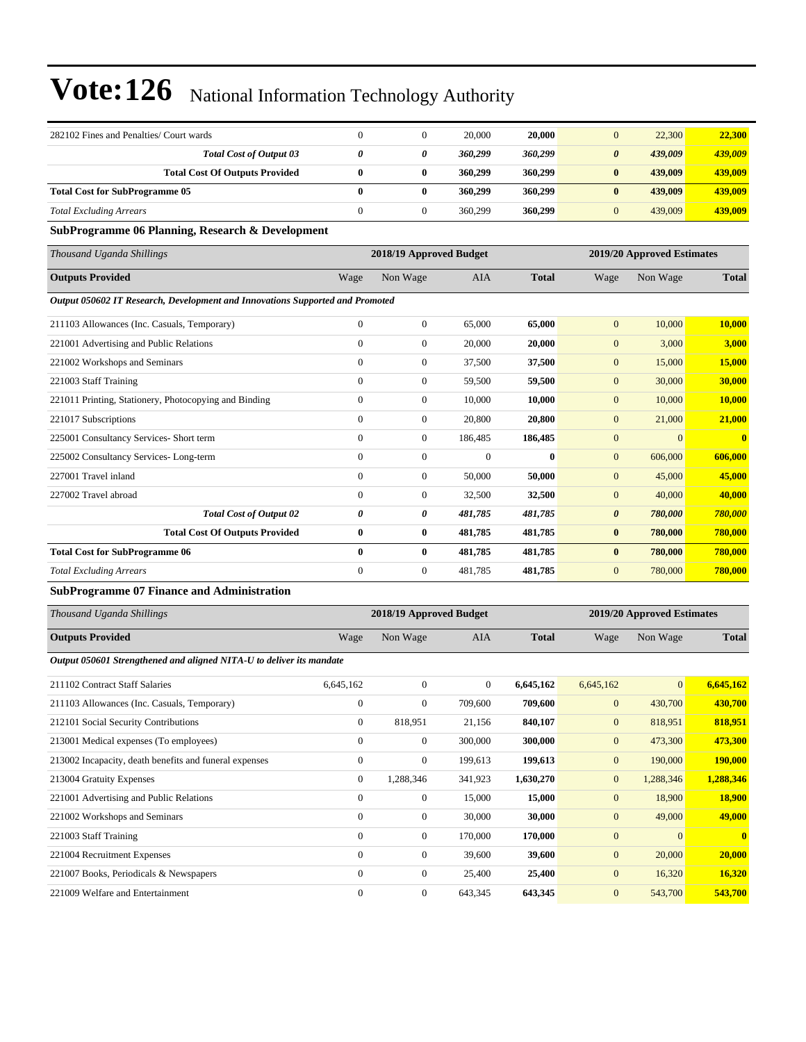# Vote:126 National Information Technology Authority

| | | | | | | | |
|---|---|---|---|---|---|---|---|
| 282102 Fines and Penalties/ Court wards | 0 | 0 | 20,000 | **20,000** | 0 | 22,300 | **22,300** |
| ***Total Cost of Output 03*** | ***0*** | ***0*** | ***360,299*** | ***360,299*** | ***0*** | ***439,009*** | ***439,009*** |
| **Total Cost Of Outputs Provided** | **0** | **0** | **360,299** | **360,299** | **0** | **439,009** | **439,009** |
| **Total Cost for SubProgramme 05** | **0** | **0** | **360,299** | **360,299** | **0** | **439,009** | **439,009** |
| *Total Excluding Arrears* | 0 | 0 | 360,299 | **360,299** | 0 | 439,009 | **439,009** |

### SubProgramme 06 Planning, Research & Development

| *Thousand Uganda Shillings* | 2018/19 Approved Budget | | | | 2019/20 Approved Estimates | | |
|---|---|---|---|---|---|---|---|
| **Outputs Provided** | Wage | Non Wage | AIA | **Total** | Wage | Non Wage | **Total** |
| ***Output 050602 IT Research, Development and Innovations Supported and Promoted*** | | | | | | | |
| 211103 Allowances (Inc. Casuals, Temporary) | 0 | 0 | 65,000 | **65,000** | 0 | 10,000 | **10,000** |
| 221001 Advertising and Public Relations | 0 | 0 | 20,000 | **20,000** | 0 | 3,000 | **3,000** |
| 221002 Workshops and Seminars | 0 | 0 | 37,500 | **37,500** | 0 | 15,000 | **15,000** |
| 221003 Staff Training | 0 | 0 | 59,500 | **59,500** | 0 | 30,000 | **30,000** |
| 221011 Printing, Stationery, Photocopying and Binding | 0 | 0 | 10,000 | **10,000** | 0 | 10,000 | **10,000** |
| 221017 Subscriptions | 0 | 0 | 20,800 | **20,800** | 0 | 21,000 | **21,000** |
| 225001 Consultancy Services- Short term | 0 | 0 | 186,485 | **186,485** | 0 | 0 | **0** |
| 225002 Consultancy Services- Long-term | 0 | 0 | 0 | **0** | 0 | 606,000 | **606,000** |
| 227001 Travel inland | 0 | 0 | 50,000 | **50,000** | 0 | 45,000 | **45,000** |
| 227002 Travel abroad | 0 | 0 | 32,500 | **32,500** | 0 | 40,000 | **40,000** |
| ***Total Cost of Output 02*** | ***0*** | ***0*** | ***481,785*** | ***481,785*** | ***0*** | ***780,000*** | ***780,000*** |
| **Total Cost Of Outputs Provided** | **0** | **0** | **481,785** | **481,785** | **0** | **780,000** | **780,000** |
| **Total Cost for SubProgramme 06** | **0** | **0** | **481,785** | **481,785** | **0** | **780,000** | **780,000** |
| *Total Excluding Arrears* | 0 | 0 | 481,785 | **481,785** | 0 | 780,000 | **780,000** |

### SubProgramme 07 Finance and Administration

| *Thousand Uganda Shillings* | 2018/19 Approved Budget | | | | 2019/20 Approved Estimates | | |
|---|---|---|---|---|---|---|---|
| **Outputs Provided** | Wage | Non Wage | AIA | **Total** | Wage | Non Wage | **Total** |
| ***Output 050601 Strengthened and aligned NITA-U to deliver its mandate*** | | | | | | | |
| 211102 Contract Staff Salaries | 6,645,162 | 0 | 0 | **6,645,162** | 6,645,162 | 0 | **6,645,162** |
| 211103 Allowances (Inc. Casuals, Temporary) | 0 | 0 | 709,600 | **709,600** | 0 | 430,700 | **430,700** |
| 212101 Social Security Contributions | 0 | 818,951 | 21,156 | **840,107** | 0 | 818,951 | **818,951** |
| 213001 Medical expenses (To employees) | 0 | 0 | 300,000 | **300,000** | 0 | 473,300 | **473,300** |
| 213002 Incapacity, death benefits and funeral expenses | 0 | 0 | 199,613 | **199,613** | 0 | 190,000 | **190,000** |
| 213004 Gratuity Expenses | 0 | 1,288,346 | 341,923 | **1,630,270** | 0 | 1,288,346 | **1,288,346** |
| 221001 Advertising and Public Relations | 0 | 0 | 15,000 | **15,000** | 0 | 18,900 | **18,900** |
| 221002 Workshops and Seminars | 0 | 0 | 30,000 | **30,000** | 0 | 49,000 | **49,000** |
| 221003 Staff Training | 0 | 0 | 170,000 | **170,000** | 0 | 0 | **0** |
| 221004 Recruitment Expenses | 0 | 0 | 39,600 | **39,600** | 0 | 20,000 | **20,000** |
| 221007 Books, Periodicals & Newspapers | 0 | 0 | 25,400 | **25,400** | 0 | 16,320 | **16,320** |
| 221009 Welfare and Entertainment | 0 | 0 | 643,345 | **643,345** | 0 | 543,700 | **543,700** |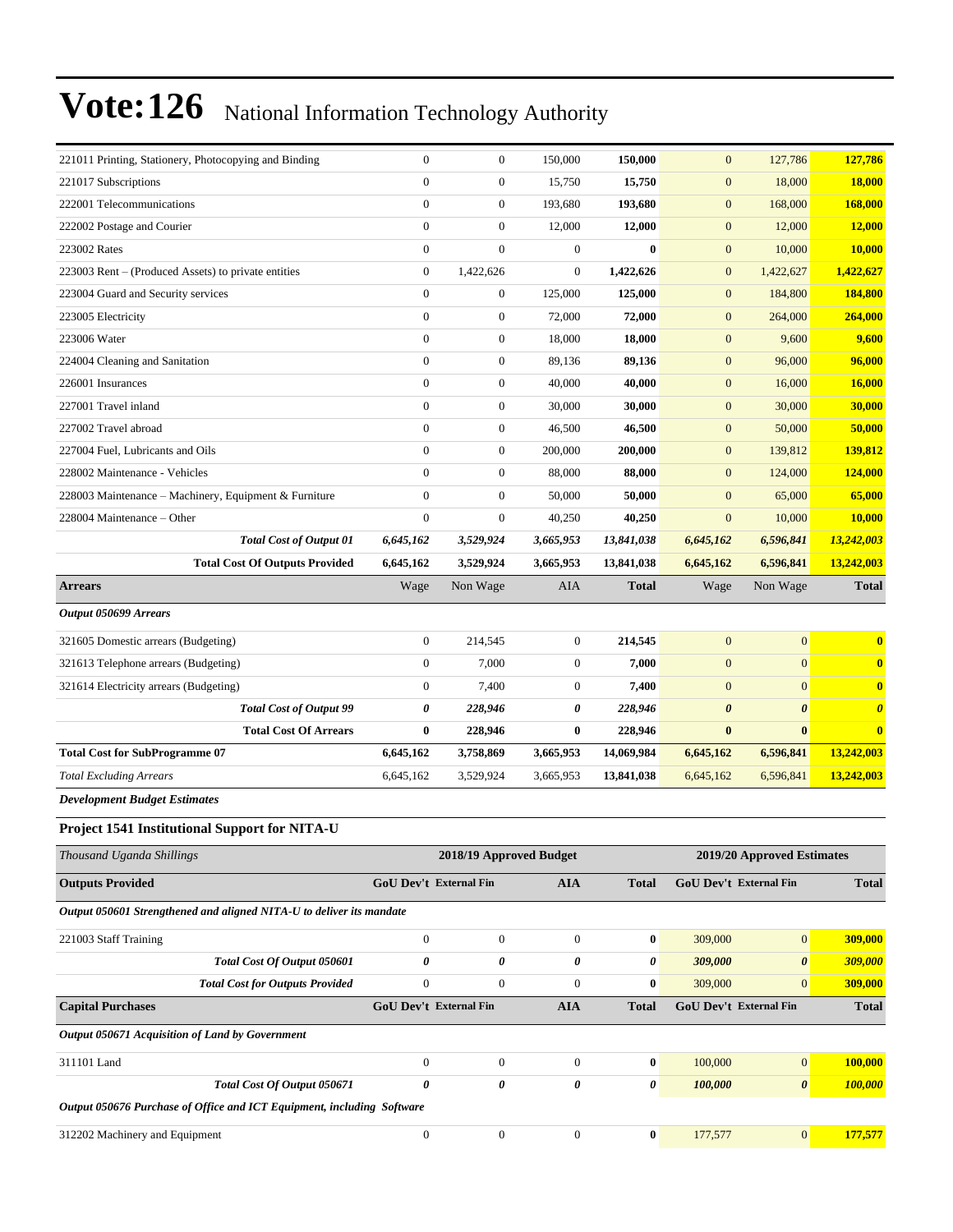# Vote:126 National Information Technology Authority

| | | | | | | | |
|---|---|---|---|---|---|---|---|
| 221011 Printing, Stationery, Photocopying and Binding | 0 | 0 | 150,000 | **150,000** | 0 | 127,786 | **127,786** |
| 221017 Subscriptions | 0 | 0 | 15,750 | **15,750** | 0 | 18,000 | **18,000** |
| 222001 Telecommunications | 0 | 0 | 193,680 | **193,680** | 0 | 168,000 | **168,000** |
| 222002 Postage and Courier | 0 | 0 | 12,000 | **12,000** | 0 | 12,000 | **12,000** |
| 223002 Rates | 0 | 0 | 0 | **0** | 0 | 10,000 | **10,000** |
| 223003 Rent – (Produced Assets) to private entities | 0 | 1,422,626 | 0 | **1,422,626** | 0 | 1,422,627 | **1,422,627** |
| 223004 Guard and Security services | 0 | 0 | 125,000 | **125,000** | 0 | 184,800 | **184,800** |
| 223005 Electricity | 0 | 0 | 72,000 | **72,000** | 0 | 264,000 | **264,000** |
| 223006 Water | 0 | 0 | 18,000 | **18,000** | 0 | 9,600 | **9,600** |
| 224004 Cleaning and Sanitation | 0 | 0 | 89,136 | **89,136** | 0 | 96,000 | **96,000** |
| 226001 Insurances | 0 | 0 | 40,000 | **40,000** | 0 | 16,000 | **16,000** |
| 227001 Travel inland | 0 | 0 | 30,000 | **30,000** | 0 | 30,000 | **30,000** |
| 227002 Travel abroad | 0 | 0 | 46,500 | **46,500** | 0 | 50,000 | **50,000** |
| 227004 Fuel, Lubricants and Oils | 0 | 0 | 200,000 | **200,000** | 0 | 139,812 | **139,812** |
| 228002 Maintenance - Vehicles | 0 | 0 | 88,000 | **88,000** | 0 | 124,000 | **124,000** |
| 228003 Maintenance – Machinery, Equipment & Furniture | 0 | 0 | 50,000 | **50,000** | 0 | 65,000 | **65,000** |
| 228004 Maintenance – Other | 0 | 0 | 40,250 | **40,250** | 0 | 10,000 | **10,000** |
| ***Total Cost of Output 01*** | ***6,645,162*** | ***3,529,924*** | ***3,665,953*** | ***13,841,038*** | ***6,645,162*** | ***6,596,841*** | ***13,242,003*** |
| **Total Cost Of Outputs Provided** | **6,645,162** | **3,529,924** | **3,665,953** | **13,841,038** | **6,645,162** | **6,596,841** | **13,242,003** |
| **Arrears** | Wage | Non Wage | AIA | **Total** | Wage | Non Wage | **Total** |
| ***Output 050699 Arrears*** | | | | | | | |
| 321605 Domestic arrears (Budgeting) | 0 | 214,545 | 0 | **214,545** | 0 | 0 | **0** |
| 321613 Telephone arrears (Budgeting) | 0 | 7,000 | 0 | **7,000** | 0 | 0 | **0** |
| 321614 Electricity arrears (Budgeting) | 0 | 7,400 | 0 | **7,400** | 0 | 0 | **0** |
| ***Total Cost of Output 99*** | ***0*** | ***228,946*** | ***0*** | ***228,946*** | ***0*** | ***0*** | ***0*** |
| **Total Cost Of Arrears** | **0** | **228,946** | **0** | **228,946** | **0** | **0** | **0** |
| **Total Cost for SubProgramme 07** | **6,645,162** | **3,758,869** | **3,665,953** | **14,069,984** | **6,645,162** | **6,596,841** | **13,242,003** |
| *Total Excluding Arrears* | 6,645,162 | 3,529,924 | 3,665,953 | **13,841,038** | 6,645,162 | 6,596,841 | **13,242,003** |

***Development Budget Estimates***

### Project 1541 Institutional Support for NITA-U

| *Thousand Uganda Shillings* | 2018/19 Approved Budget | | | | 2019/20 Approved Estimates | | |
|---|---|---|---|---|---|---|---|
| **Outputs Provided** | **GoU Dev't** | **External Fin** | **AIA** | **Total** | **GoU Dev't** | **External Fin** | **Total** |
| ***Output 050601 Strengthened and aligned NITA-U to deliver its mandate*** | | | | | | | |
| 221003 Staff Training | 0 | 0 | 0 | **0** | 309,000 | 0 | **309,000** |
| ***Total Cost Of Output 050601*** | ***0*** | ***0*** | ***0*** | ***0*** | ***309,000*** | ***0*** | ***309,000*** |
| ***Total Cost for Outputs Provided*** | 0 | 0 | 0 | **0** | 309,000 | 0 | **309,000** |
| **Capital Purchases** | **GoU Dev't** | **External Fin** | **AIA** | **Total** | **GoU Dev't** | **External Fin** | **Total** |
| ***Output 050671 Acquisition of Land by Government*** | | | | | | | |
| 311101 Land | 0 | 0 | 0 | **0** | 100,000 | 0 | **100,000** |
| ***Total Cost Of Output 050671*** | ***0*** | ***0*** | ***0*** | ***0*** | ***100,000*** | ***0*** | ***100,000*** |
| ***Output 050676 Purchase of Office and ICT Equipment, including Software*** | | | | | | | |
| 312202 Machinery and Equipment | 0 | 0 | 0 | **0** | 177,577 | 0 | **177,577** |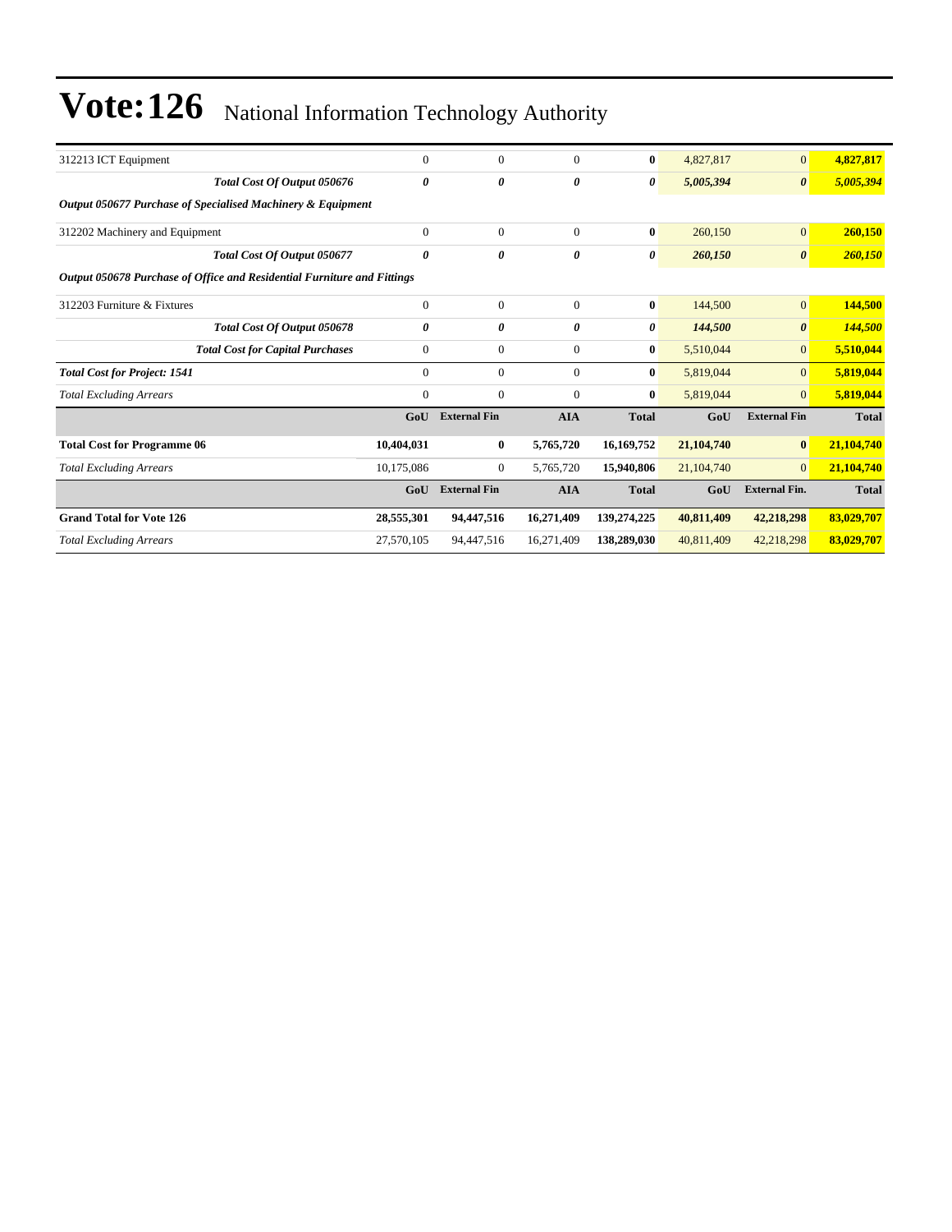# Vote:126 National Information Technology Authority

| | | | | | | | |
|---|---|---|---|---|---|---|---|
| 312213 ICT Equipment | 0 | 0 | 0 | **0** | 4,827,817 | 0 | **4,827,817** |
| ***Total Cost Of Output 050676*** | ***0*** | ***0*** | ***0*** | ***0*** | ***5,005,394*** | ***0*** | ***5,005,394*** |
| ***Output 050677 Purchase of Specialised Machinery & Equipment*** | | | | | | | |
| 312202 Machinery and Equipment | 0 | 0 | 0 | **0** | 260,150 | 0 | **260,150** |
| ***Total Cost Of Output 050677*** | ***0*** | ***0*** | ***0*** | ***0*** | ***260,150*** | ***0*** | ***260,150*** |
| ***Output 050678 Purchase of Office and Residential Furniture and Fittings*** | | | | | | | |
| 312203 Furniture & Fixtures | 0 | 0 | 0 | **0** | 144,500 | 0 | **144,500** |
| ***Total Cost Of Output 050678*** | ***0*** | ***0*** | ***0*** | ***0*** | ***144,500*** | ***0*** | ***144,500*** |
| ***Total Cost for Capital Purchases*** | 0 | 0 | 0 | **0** | 5,510,044 | 0 | **5,510,044** |
| ***Total Cost for Project: 1541*** | 0 | 0 | 0 | **0** | 5,819,044 | 0 | **5,819,044** |
| *Total Excluding Arrears* | 0 | 0 | 0 | **0** | 5,819,044 | 0 | **5,819,044** |
| | **GoU** | **External Fin** | **AIA** | **Total** | **GoU** | **External Fin** | **Total** |
| **Total Cost for Programme 06** | **10,404,031** | **0** | **5,765,720** | **16,169,752** | **21,104,740** | **0** | **21,104,740** |
| *Total Excluding Arrears* | 10,175,086 | 0 | 5,765,720 | **15,940,806** | 21,104,740 | 0 | **21,104,740** |
| | **GoU** | **External Fin** | **AIA** | **Total** | **GoU** | **External Fin.** | **Total** |
| **Grand Total for Vote 126** | **28,555,301** | **94,447,516** | **16,271,409** | **139,274,225** | **40,811,409** | **42,218,298** | **83,029,707** |
| *Total Excluding Arrears* | 27,570,105 | 94,447,516 | 16,271,409 | **138,289,030** | 40,811,409 | 42,218,298 | **83,029,707** |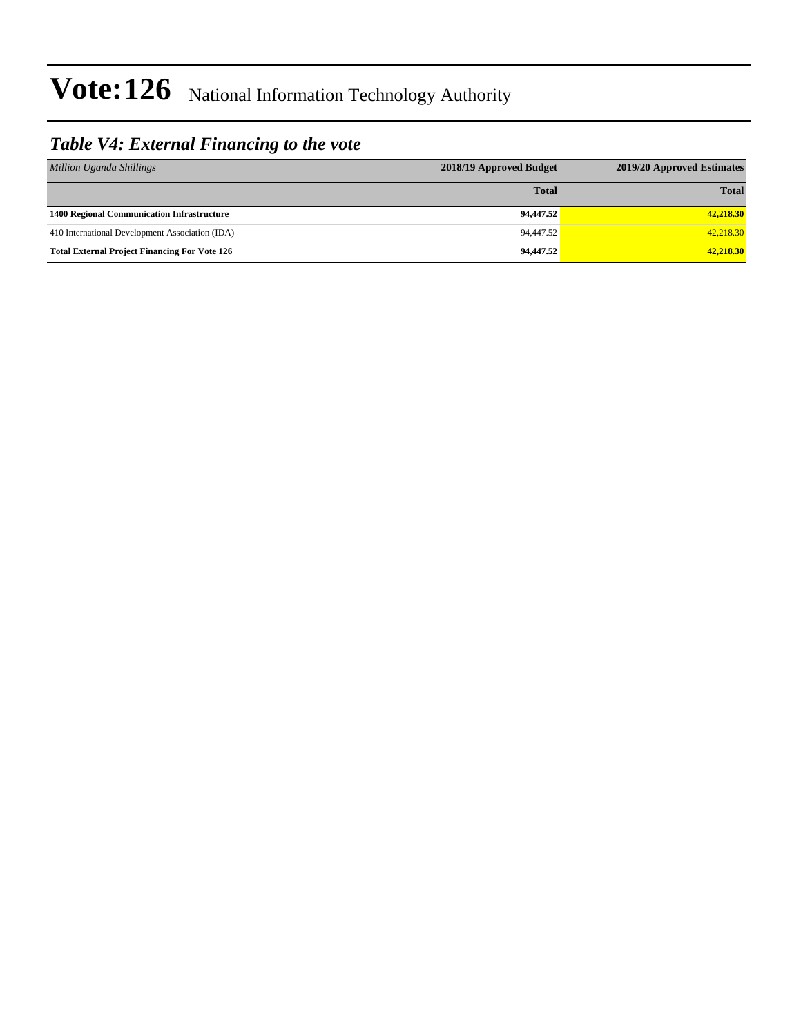# Vote:126 National Information Technology Authority

## *Table V4: External Financing to the vote*

| *Million Uganda Shillings* | 2018/19 Approved Budget | 2019/20 Approved Estimates |
|---|---|---|
| | **Total** | **Total** |
| **1400 Regional Communication Infrastructure** | **94,447.52** | **42,218.30** |
| 410 International Development Association (IDA) | 94,447.52 | 42,218.30 |
| **Total External Project Financing For Vote 126** | **94,447.52** | **42,218.30** |